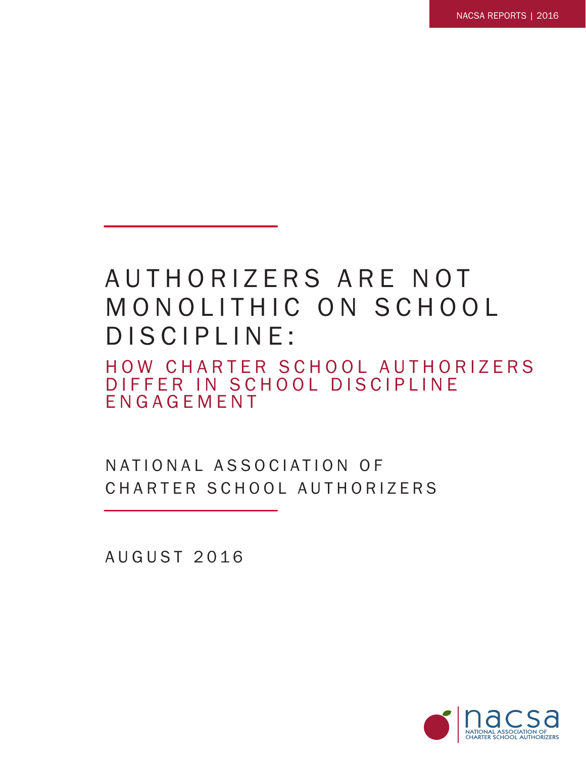# AUTHORIZERS ARE NOT MONOLITHIC ON SCHOOL DISCIPLINE:

## HOW CHARTER SCHOOL AUTHORIZERS DIFFER IN SCHOOL DISCIPLINE ENGAGEMENT

NATIONAL ASSOCIATION OF CHARTER SCHOOL AUTHORIZERS

AUGUST 2016

nacsa
NATIONAL ASSOCIATION OF CHARTER SCHOOL AUTHORIZERS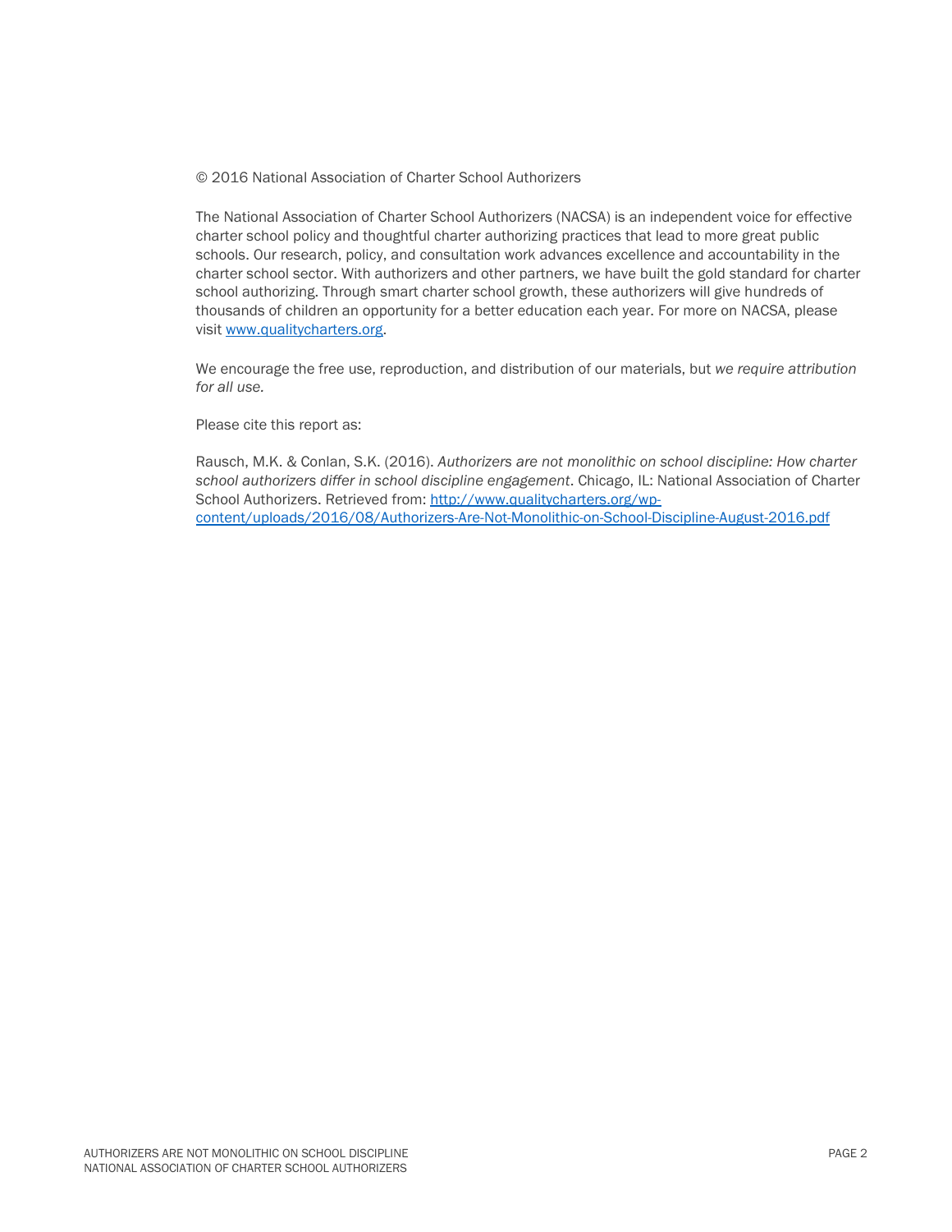© 2016 National Association of Charter School Authorizers

The National Association of Charter School Authorizers (NACSA) is an independent voice for effective charter school policy and thoughtful charter authorizing practices that lead to more great public schools. Our research, policy, and consultation work advances excellence and accountability in the charter school sector. With authorizers and other partners, we have built the gold standard for charter school authorizing. Through smart charter school growth, these authorizers will give hundreds of thousands of children an opportunity for a better education each year. For more on NACSA, please visit [www.qualitycharters.org](http://www.qualitycharters.org).

We encourage the free use, reproduction, and distribution of our materials, but *we require attribution for all use.*

Please cite this report as:

Rausch, M.K. & Conlan, S.K. (2016). *Authorizers are not monolithic on school discipline: How charter school authorizers differ in school discipline engagement*. Chicago, IL: National Association of Charter School Authorizers. Retrieved from: [http://www.qualitycharters.org/wp-content/uploads/2016/08/Authorizers-Are-Not-Monolithic-on-School-Discipline-August-2016.pdf](http://www.qualitycharters.org/wp-content/uploads/2016/08/Authorizers-Are-Not-Monolithic-on-School-Discipline-August-2016.pdf)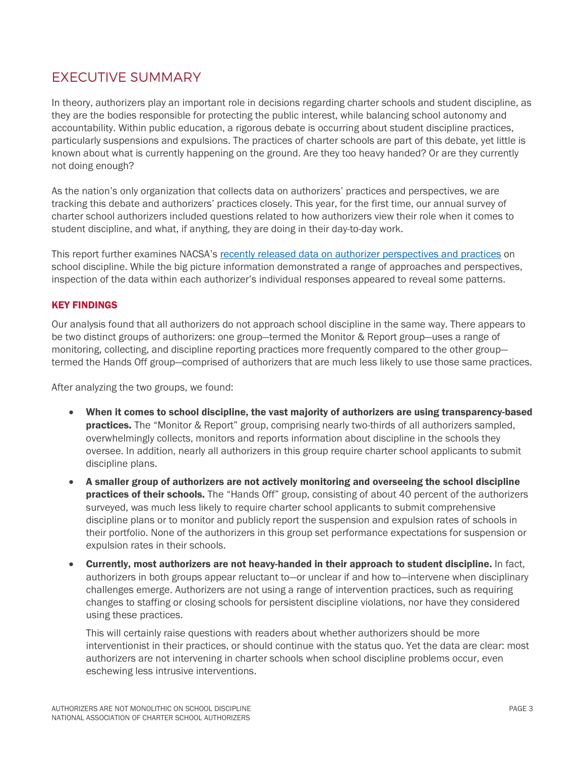# EXECUTIVE SUMMARY

In theory, authorizers play an important role in decisions regarding charter schools and student discipline, as they are the bodies responsible for protecting the public interest, while balancing school autonomy and accountability. Within public education, a rigorous debate is occurring about student discipline practices, particularly suspensions and expulsions. The practices of charter schools are part of this debate, yet little is known about what is currently happening on the ground. Are they too heavy handed? Or are they currently not doing enough?

As the nation's only organization that collects data on authorizers' practices and perspectives, we are tracking this debate and authorizers' practices closely. This year, for the first time, our annual survey of charter school authorizers included questions related to how authorizers view their role when it comes to student discipline, and what, if anything, they are doing in their day-to-day work.

This report further examines NACSA's recently released data on authorizer perspectives and practices on school discipline. While the big picture information demonstrated a range of approaches and perspectives, inspection of the data within each authorizer's individual responses appeared to reveal some patterns.

## KEY FINDINGS

Our analysis found that all authorizers do not approach school discipline in the same way. There appears to be two distinct groups of authorizers: one group—termed the Monitor & Report group—uses a range of monitoring, collecting, and discipline reporting practices more frequently compared to the other group—termed the Hands Off group—comprised of authorizers that are much less likely to use those same practices.

After analyzing the two groups, we found:

- **When it comes to school discipline, the vast majority of authorizers are using transparency-based practices.** The "Monitor & Report" group, comprising nearly two-thirds of all authorizers sampled, overwhelmingly collects, monitors and reports information about discipline in the schools they oversee. In addition, nearly all authorizers in this group require charter school applicants to submit discipline plans.
- **A smaller group of authorizers are not actively monitoring and overseeing the school discipline practices of their schools.** The "Hands Off" group, consisting of about 40 percent of the authorizers surveyed, was much less likely to require charter school applicants to submit comprehensive discipline plans or to monitor and publicly report the suspension and expulsion rates of schools in their portfolio. None of the authorizers in this group set performance expectations for suspension or expulsion rates in their schools.
- **Currently, most authorizers are not heavy-handed in their approach to student discipline.** In fact, authorizers in both groups appear reluctant to—or unclear if and how to—intervene when disciplinary challenges emerge. Authorizers are not using a range of intervention practices, such as requiring changes to staffing or closing schools for persistent discipline violations, nor have they considered using these practices.

  This will certainly raise questions with readers about whether authorizers should be more interventionist in their practices, or should continue with the status quo. Yet the data are clear: most authorizers are not intervening in charter schools when school discipline problems occur, even eschewing less intrusive interventions.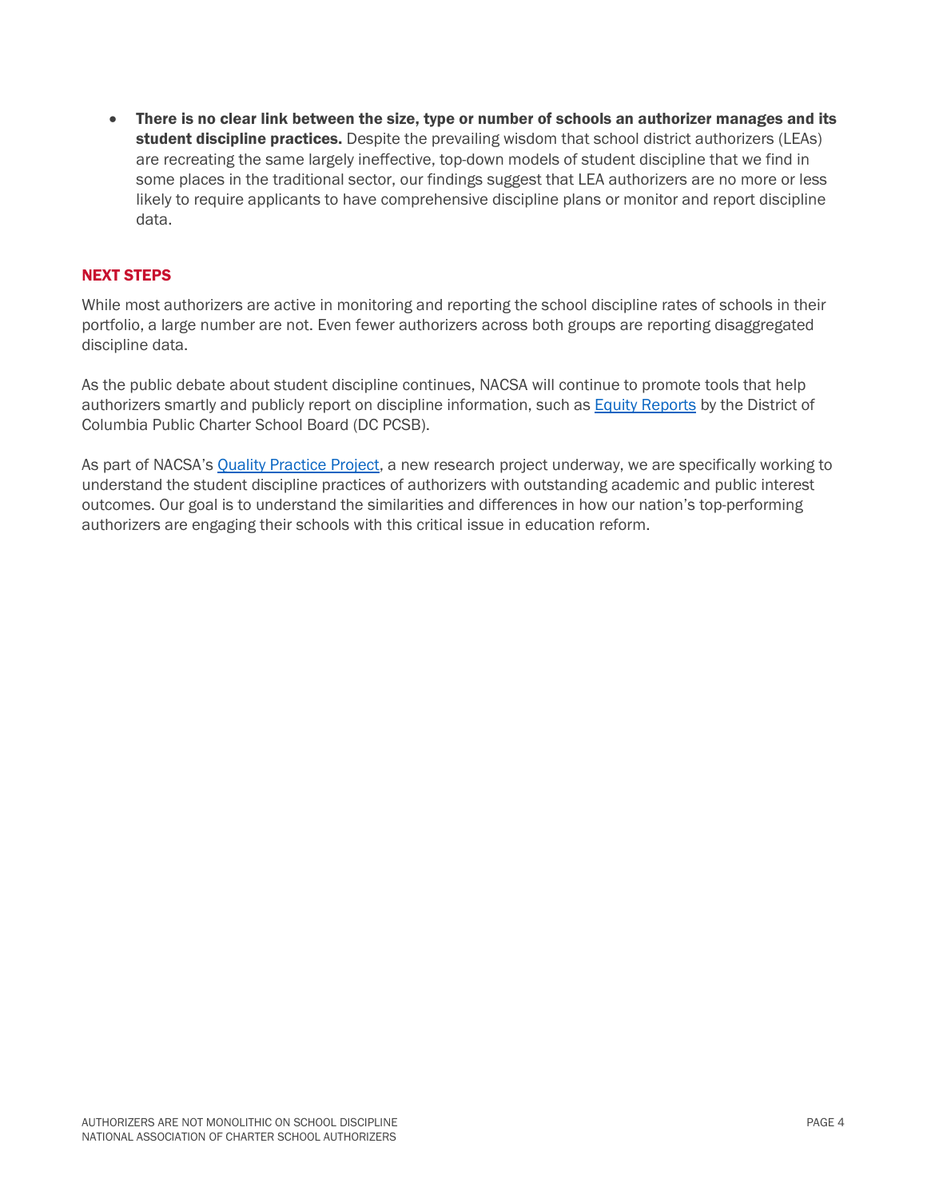- **There is no clear link between the size, type or number of schools an authorizer manages and its student discipline practices.** Despite the prevailing wisdom that school district authorizers (LEAs) are recreating the same largely ineffective, top-down models of student discipline that we find in some places in the traditional sector, our findings suggest that LEA authorizers are no more or less likely to require applicants to have comprehensive discipline plans or monitor and report discipline data.

## NEXT STEPS

While most authorizers are active in monitoring and reporting the school discipline rates of schools in their portfolio, a large number are not. Even fewer authorizers across both groups are reporting disaggregated discipline data.

As the public debate about student discipline continues, NACSA will continue to promote tools that help authorizers smartly and publicly report on discipline information, such as Equity Reports by the District of Columbia Public Charter School Board (DC PCSB).

As part of NACSA's Quality Practice Project, a new research project underway, we are specifically working to understand the student discipline practices of authorizers with outstanding academic and public interest outcomes. Our goal is to understand the similarities and differences in how our nation's top-performing authorizers are engaging their schools with this critical issue in education reform.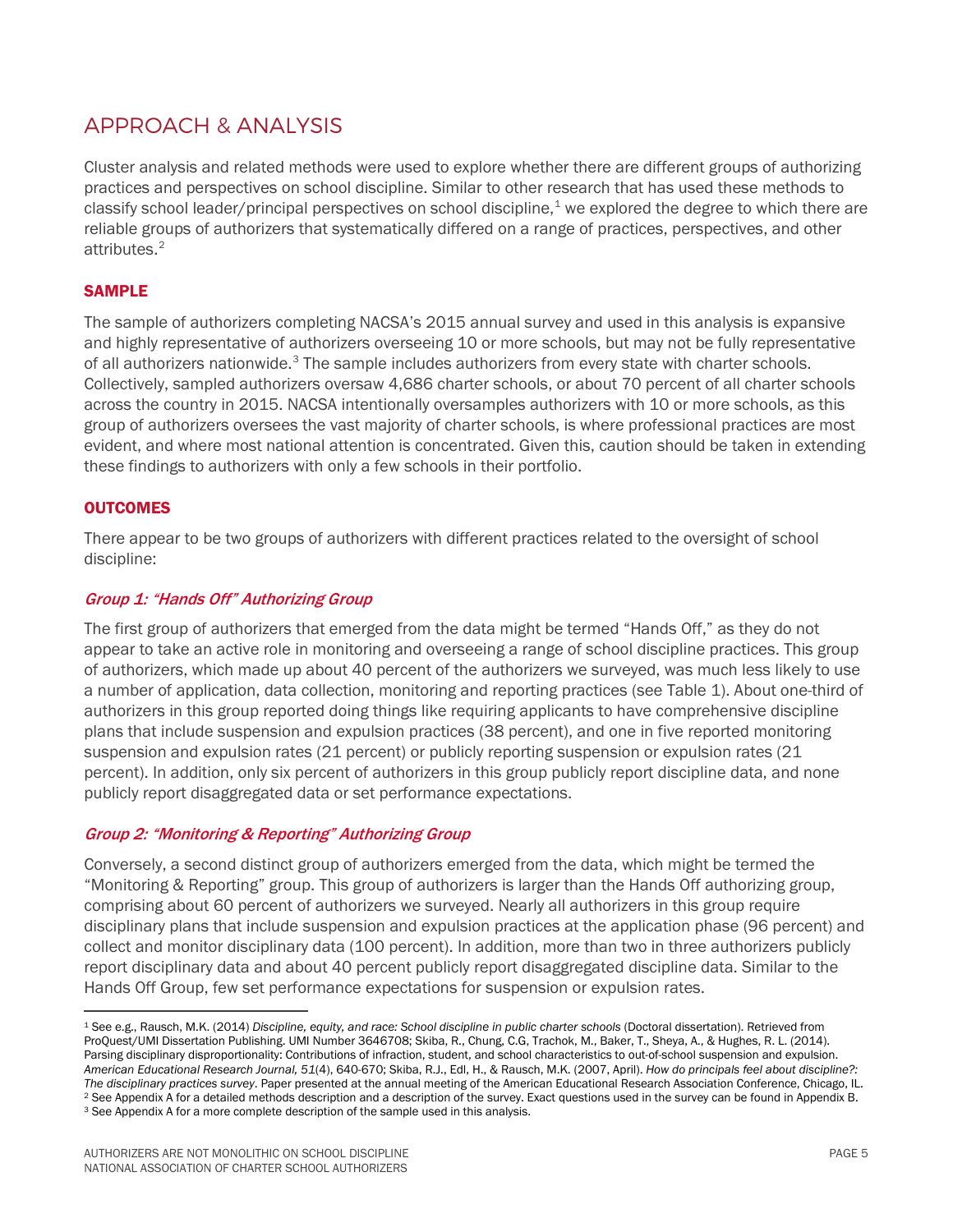## APPROACH & ANALYSIS

Cluster analysis and related methods were used to explore whether there are different groups of authorizing practices and perspectives on school discipline. Similar to other research that has used these methods to classify school leader/principal perspectives on school discipline,[1] we explored the degree to which there are reliable groups of authorizers that systematically differed on a range of practices, perspectives, and other attributes.[2]

### SAMPLE

The sample of authorizers completing NACSA's 2015 annual survey and used in this analysis is expansive and highly representative of authorizers overseeing 10 or more schools, but may not be fully representative of all authorizers nationwide.[3] The sample includes authorizers from every state with charter schools. Collectively, sampled authorizers oversaw 4,686 charter schools, or about 70 percent of all charter schools across the country in 2015. NACSA intentionally oversamples authorizers with 10 or more schools, as this group of authorizers oversees the vast majority of charter schools, is where professional practices are most evident, and where most national attention is concentrated. Given this, caution should be taken in extending these findings to authorizers with only a few schools in their portfolio.

### OUTCOMES

There appear to be two groups of authorizers with different practices related to the oversight of school discipline:

#### *Group 1: "Hands Off" Authorizing Group*

The first group of authorizers that emerged from the data might be termed "Hands Off," as they do not appear to take an active role in monitoring and overseeing a range of school discipline practices. This group of authorizers, which made up about 40 percent of the authorizers we surveyed, was much less likely to use a number of application, data collection, monitoring and reporting practices (see Table 1). About one-third of authorizers in this group reported doing things like requiring applicants to have comprehensive discipline plans that include suspension and expulsion practices (38 percent), and one in five reported monitoring suspension and expulsion rates (21 percent) or publicly reporting suspension or expulsion rates (21 percent). In addition, only six percent of authorizers in this group publicly report discipline data, and none publicly report disaggregated data or set performance expectations.

#### *Group 2: "Monitoring & Reporting" Authorizing Group*

Conversely, a second distinct group of authorizers emerged from the data, which might be termed the "Monitoring & Reporting" group. This group of authorizers is larger than the Hands Off authorizing group, comprising about 60 percent of authorizers we surveyed. Nearly all authorizers in this group require disciplinary plans that include suspension and expulsion practices at the application phase (96 percent) and collect and monitor disciplinary data (100 percent). In addition, more than two in three authorizers publicly report disciplinary data and about 40 percent publicly report disaggregated discipline data. Similar to the Hands Off Group, few set performance expectations for suspension or expulsion rates.

---

[1] See e.g., Rausch, M.K. (2014) *Discipline, equity, and race: School discipline in public charter schools* (Doctoral dissertation). Retrieved from ProQuest/UMI Dissertation Publishing. UMI Number 3646708; Skiba, R., Chung, C.G, Trachok, M., Baker, T., Sheya, A., & Hughes, R. L. (2014). Parsing disciplinary disproportionality: Contributions of infraction, student, and school characteristics to out-of-school suspension and expulsion. *American Educational Research Journal, 51*(4), 640-670; Skiba, R.J., Edl, H., & Rausch, M.K. (2007, April). *How do principals feel about discipline?: The disciplinary practices survey*. Paper presented at the annual meeting of the American Educational Research Association Conference, Chicago, IL.

[2] See Appendix A for a detailed methods description and a description of the survey. Exact questions used in the survey can be found in Appendix B.

[3] See Appendix A for a more complete description of the sample used in this analysis.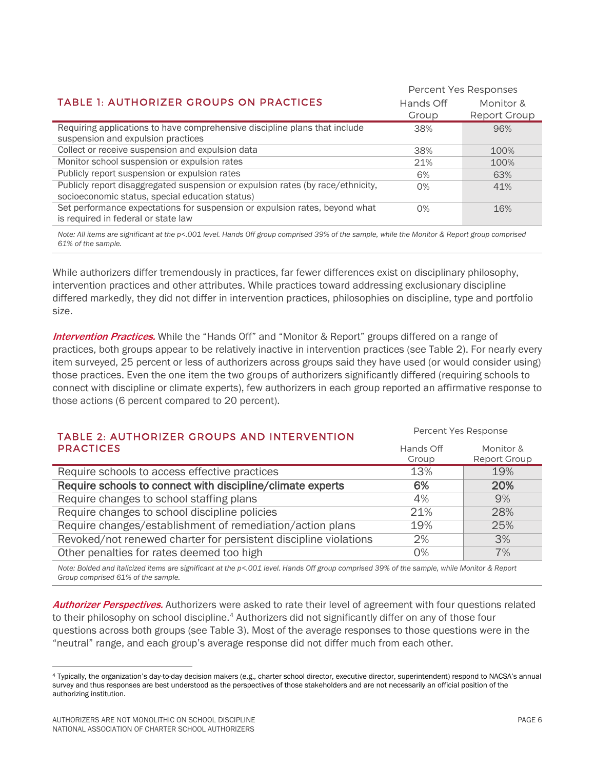### TABLE 1: AUTHORIZER GROUPS ON PRACTICES

| | Percent Yes Responses | |
|---|---|---|
| | Hands Off Group | Monitor & Report Group |
| Requiring applications to have comprehensive discipline plans that include suspension and expulsion practices | 38% | 96% |
| Collect or receive suspension and expulsion data | 38% | 100% |
| Monitor school suspension or expulsion rates | 21% | 100% |
| Publicly report suspension or expulsion rates | 6% | 63% |
| Publicly report disaggregated suspension or expulsion rates (by race/ethnicity, socioeconomic status, special education status) | 0% | 41% |
| Set performance expectations for suspension or expulsion rates, beyond what is required in federal or state law | 0% | 16% |

*Note: All items are significant at the p<.001 level. Hands Off group comprised 39% of the sample, while the Monitor & Report group comprised 61% of the sample.*

While authorizers differ tremendously in practices, far fewer differences exist on disciplinary philosophy, intervention practices and other attributes. While practices toward addressing exclusionary discipline differed markedly, they did not differ in intervention practices, philosophies on discipline, type and portfolio size.

***Intervention Practices.*** While the "Hands Off" and "Monitor & Report" groups differed on a range of practices, both groups appear to be relatively inactive in intervention practices (see Table 2). For nearly every item surveyed, 25 percent or less of authorizers across groups said they have used (or would consider using) those practices. Even the one item the two groups of authorizers significantly differed (requiring schools to connect with discipline or climate experts), few authorizers in each group reported an affirmative response to those actions (6 percent compared to 20 percent).

### TABLE 2: AUTHORIZER GROUPS AND INTERVENTION PRACTICES

| | Percent Yes Response | |
|---|---|---|
| | Hands Off Group | Monitor & Report Group |
| Require schools to access effective practices | 13% | 19% |
| **Require schools to connect with discipline/climate experts** | **6%** | **20%** |
| Require changes to school staffing plans | 4% | 9% |
| Require changes to school discipline policies | 21% | 28% |
| Require changes/establishment of remediation/action plans | 19% | 25% |
| Revoked/not renewed charter for persistent discipline violations | 2% | 3% |
| Other penalties for rates deemed too high | 0% | 7% |

*Note: Bolded and italicized items are significant at the p<.001 level. Hands Off group comprised 39% of the sample, while Monitor & Report Group comprised 61% of the sample.*

***Authorizer Perspectives.*** Authorizers were asked to rate their level of agreement with four questions related to their philosophy on school discipline.[4] Authorizers did not significantly differ on any of those four questions across both groups (see Table 3). Most of the average responses to those questions were in the "neutral" range, and each group's average response did not differ much from each other.

---

[4] Typically, the organization's day-to-day decision makers (e.g., charter school director, executive director, superintendent) respond to NACSA's annual survey and thus responses are best understood as the perspectives of those stakeholders and are not necessarily an official position of the authorizing institution.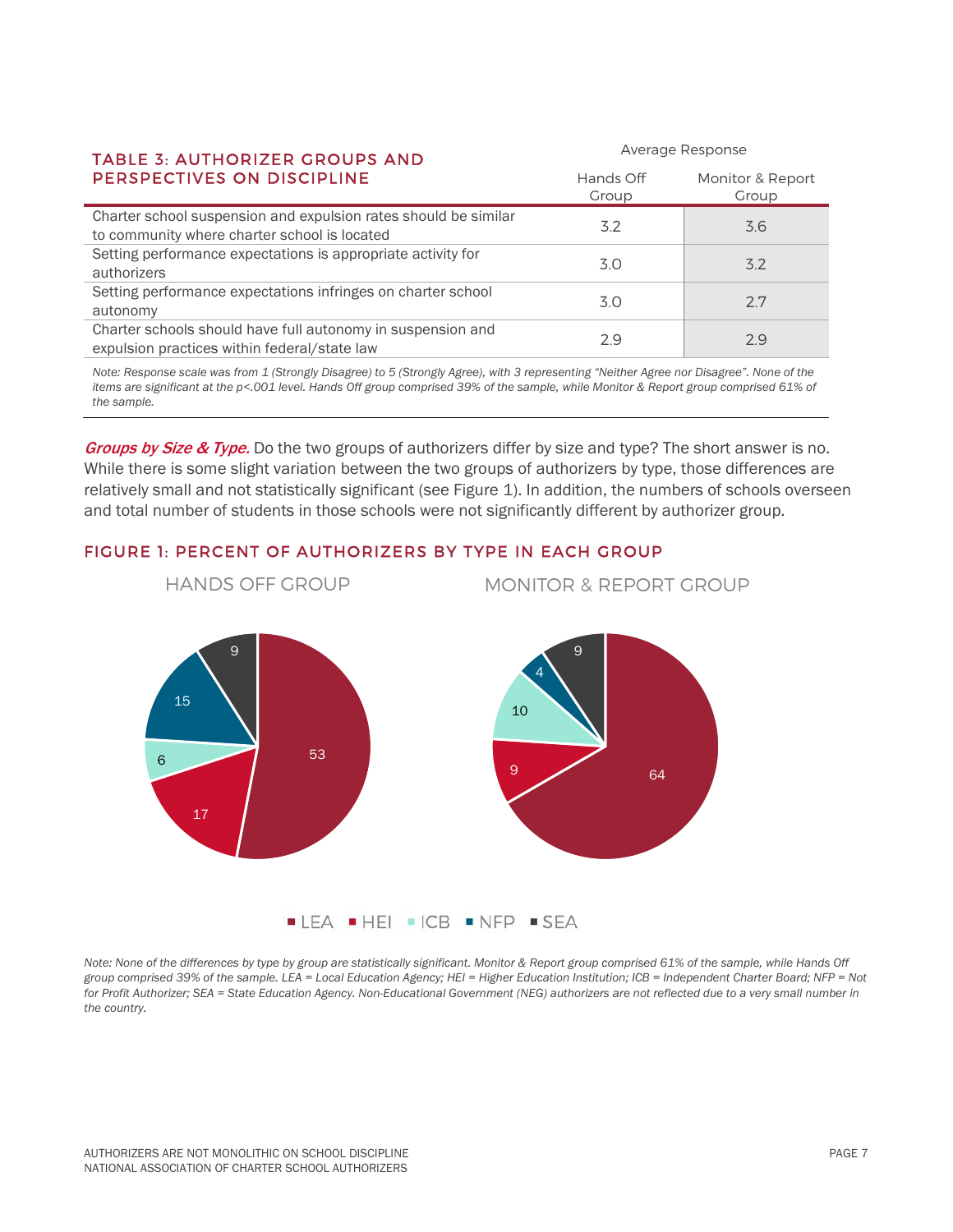### TABLE 3: AUTHORIZER GROUPS AND PERSPECTIVES ON DISCIPLINE

| | Average Response | |
|---|---|---|
| | Hands Off Group | Monitor & Report Group |
| Charter school suspension and expulsion rates should be similar to community where charter school is located | 3.2 | 3.6 |
| Setting performance expectations is appropriate activity for authorizers | 3.0 | 3.2 |
| Setting performance expectations infringes on charter school autonomy | 3.0 | 2.7 |
| Charter schools should have full autonomy in suspension and expulsion practices within federal/state law | 2.9 | 2.9 |

*Note: Response scale was from 1 (Strongly Disagree) to 5 (Strongly Agree), with 3 representing "Neither Agree nor Disagree". None of the items are significant at the p<.001 level. Hands Off group comprised 39% of the sample, while Monitor & Report group comprised 61% of the sample.*

***Groups by Size & Type.*** Do the two groups of authorizers differ by size and type? The short answer is no. While there is some slight variation between the two groups of authorizers by type, those differences are relatively small and not statistically significant (see Figure 1). In addition, the numbers of schools overseen and total number of students in those schools were not significantly different by authorizer group.

### FIGURE 1: PERCENT OF AUTHORIZERS BY TYPE IN EACH GROUP

| Type | Hands Off Group | Monitor & Report Group |
|---|---|---|
| LEA | 53 | 64 |
| HEI | 17 | 9 |
| ICB | 6 | 10 |
| NFP | 15 | 4 |
| SEA | 9 | 9 |

*Note: None of the differences by type by group are statistically significant. Monitor & Report group comprised 61% of the sample, while Hands Off group comprised 39% of the sample. LEA = Local Education Agency; HEI = Higher Education Institution; ICB = Independent Charter Board; NFP = Not for Profit Authorizer; SEA = State Education Agency. Non-Educational Government (NEG) authorizers are not reflected due to a very small number in the country.*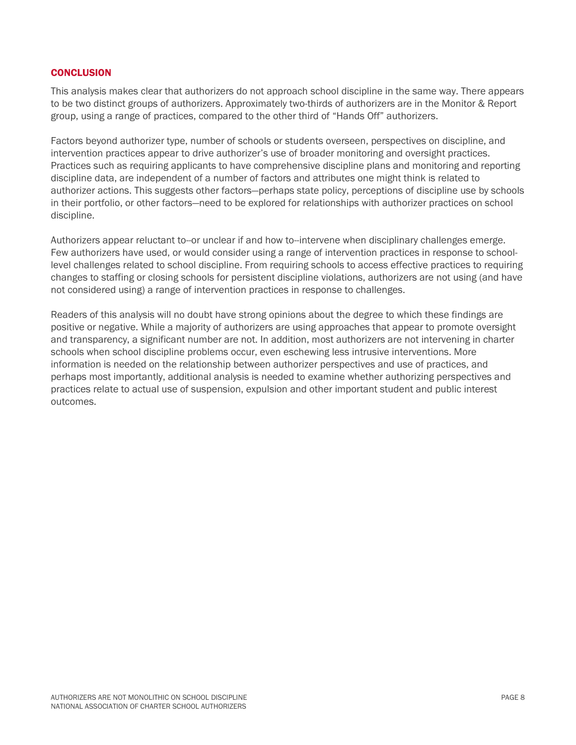## CONCLUSION

This analysis makes clear that authorizers do not approach school discipline in the same way. There appears to be two distinct groups of authorizers. Approximately two-thirds of authorizers are in the Monitor & Report group, using a range of practices, compared to the other third of "Hands Off" authorizers.

Factors beyond authorizer type, number of schools or students overseen, perspectives on discipline, and intervention practices appear to drive authorizer's use of broader monitoring and oversight practices. Practices such as requiring applicants to have comprehensive discipline plans and monitoring and reporting discipline data, are independent of a number of factors and attributes one might think is related to authorizer actions. This suggests other factors—perhaps state policy, perceptions of discipline use by schools in their portfolio, or other factors—need to be explored for relationships with authorizer practices on school discipline.

Authorizers appear reluctant to--or unclear if and how to--intervene when disciplinary challenges emerge. Few authorizers have used, or would consider using a range of intervention practices in response to school-level challenges related to school discipline. From requiring schools to access effective practices to requiring changes to staffing or closing schools for persistent discipline violations, authorizers are not using (and have not considered using) a range of intervention practices in response to challenges.

Readers of this analysis will no doubt have strong opinions about the degree to which these findings are positive or negative. While a majority of authorizers are using approaches that appear to promote oversight and transparency, a significant number are not. In addition, most authorizers are not intervening in charter schools when school discipline problems occur, even eschewing less intrusive interventions. More information is needed on the relationship between authorizer perspectives and use of practices, and perhaps most importantly, additional analysis is needed to examine whether authorizing perspectives and practices relate to actual use of suspension, expulsion and other important student and public interest outcomes.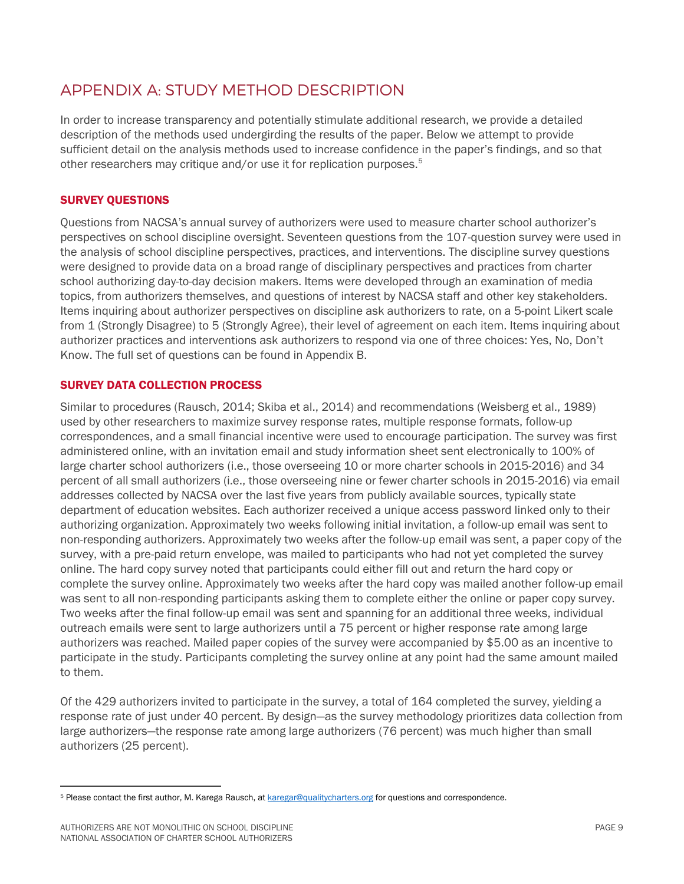# APPENDIX A: STUDY METHOD DESCRIPTION

In order to increase transparency and potentially stimulate additional research, we provide a detailed description of the methods used undergirding the results of the paper. Below we attempt to provide sufficient detail on the analysis methods used to increase confidence in the paper's findings, and so that other researchers may critique and/or use it for replication purposes.[5]

## SURVEY QUESTIONS

Questions from NACSA's annual survey of authorizers were used to measure charter school authorizer's perspectives on school discipline oversight. Seventeen questions from the 107-question survey were used in the analysis of school discipline perspectives, practices, and interventions. The discipline survey questions were designed to provide data on a broad range of disciplinary perspectives and practices from charter school authorizing day-to-day decision makers. Items were developed through an examination of media topics, from authorizers themselves, and questions of interest by NACSA staff and other key stakeholders. Items inquiring about authorizer perspectives on discipline ask authorizers to rate, on a 5-point Likert scale from 1 (Strongly Disagree) to 5 (Strongly Agree), their level of agreement on each item. Items inquiring about authorizer practices and interventions ask authorizers to respond via one of three choices: Yes, No, Don't Know. The full set of questions can be found in Appendix B.

## SURVEY DATA COLLECTION PROCESS

Similar to procedures (Rausch, 2014; Skiba et al., 2014) and recommendations (Weisberg et al., 1989) used by other researchers to maximize survey response rates, multiple response formats, follow-up correspondences, and a small financial incentive were used to encourage participation. The survey was first administered online, with an invitation email and study information sheet sent electronically to 100% of large charter school authorizers (i.e., those overseeing 10 or more charter schools in 2015-2016) and 34 percent of all small authorizers (i.e., those overseeing nine or fewer charter schools in 2015-2016) via email addresses collected by NACSA over the last five years from publicly available sources, typically state department of education websites. Each authorizer received a unique access password linked only to their authorizing organization. Approximately two weeks following initial invitation, a follow-up email was sent to non-responding authorizers. Approximately two weeks after the follow-up email was sent, a paper copy of the survey, with a pre-paid return envelope, was mailed to participants who had not yet completed the survey online. The hard copy survey noted that participants could either fill out and return the hard copy or complete the survey online. Approximately two weeks after the hard copy was mailed another follow-up email was sent to all non-responding participants asking them to complete either the online or paper copy survey. Two weeks after the final follow-up email was sent and spanning for an additional three weeks, individual outreach emails were sent to large authorizers until a 75 percent or higher response rate among large authorizers was reached. Mailed paper copies of the survey were accompanied by $5.00 as an incentive to participate in the study. Participants completing the survey online at any point had the same amount mailed to them.

Of the 429 authorizers invited to participate in the survey, a total of 164 completed the survey, yielding a response rate of just under 40 percent. By design—as the survey methodology prioritizes data collection from large authorizers—the response rate among large authorizers (76 percent) was much higher than small authorizers (25 percent).

---

[5] Please contact the first author, M. Karega Rausch, at karegar@qualitycharters.org for questions and correspondence.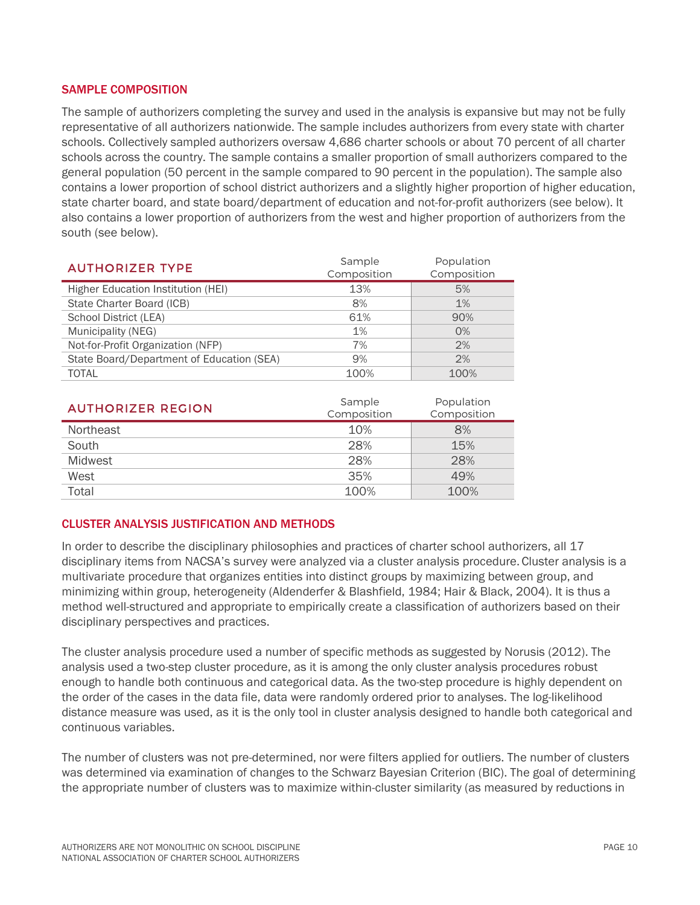## SAMPLE COMPOSITION

The sample of authorizers completing the survey and used in the analysis is expansive but may not be fully representative of all authorizers nationwide. The sample includes authorizers from every state with charter schools. Collectively sampled authorizers oversaw 4,686 charter schools or about 70 percent of all charter schools across the country. The sample contains a smaller proportion of small authorizers compared to the general population (50 percent in the sample compared to 90 percent in the population). The sample also contains a lower proportion of school district authorizers and a slightly higher proportion of higher education, state charter board, and state board/department of education and not-for-profit authorizers (see below). It also contains a lower proportion of authorizers from the west and higher proportion of authorizers from the south (see below).

| AUTHORIZER TYPE | Sample Composition | Population Composition |
|---|---|---|
| Higher Education Institution (HEI) | 13% | 5% |
| State Charter Board (ICB) | 8% | 1% |
| School District (LEA) | 61% | 90% |
| Municipality (NEG) | 1% | 0% |
| Not-for-Profit Organization (NFP) | 7% | 2% |
| State Board/Department of Education (SEA) | 9% | 2% |
| TOTAL | 100% | 100% |

| AUTHORIZER REGION | Sample Composition | Population Composition |
|---|---|---|
| Northeast | 10% | 8% |
| South | 28% | 15% |
| Midwest | 28% | 28% |
| West | 35% | 49% |
| Total | 100% | 100% |

## CLUSTER ANALYSIS JUSTIFICATION AND METHODS

In order to describe the disciplinary philosophies and practices of charter school authorizers, all 17 disciplinary items from NACSA's survey were analyzed via a cluster analysis procedure. Cluster analysis is a multivariate procedure that organizes entities into distinct groups by maximizing between group, and minimizing within group, heterogeneity (Aldenderfer & Blashfield, 1984; Hair & Black, 2004). It is thus a method well-structured and appropriate to empirically create a classification of authorizers based on their disciplinary perspectives and practices.

The cluster analysis procedure used a number of specific methods as suggested by Norusis (2012). The analysis used a two-step cluster procedure, as it is among the only cluster analysis procedures robust enough to handle both continuous and categorical data. As the two-step procedure is highly dependent on the order of the cases in the data file, data were randomly ordered prior to analyses. The log-likelihood distance measure was used, as it is the only tool in cluster analysis designed to handle both categorical and continuous variables.

The number of clusters was not pre-determined, nor were filters applied for outliers. The number of clusters was determined via examination of changes to the Schwarz Bayesian Criterion (BIC). The goal of determining the appropriate number of clusters was to maximize within-cluster similarity (as measured by reductions in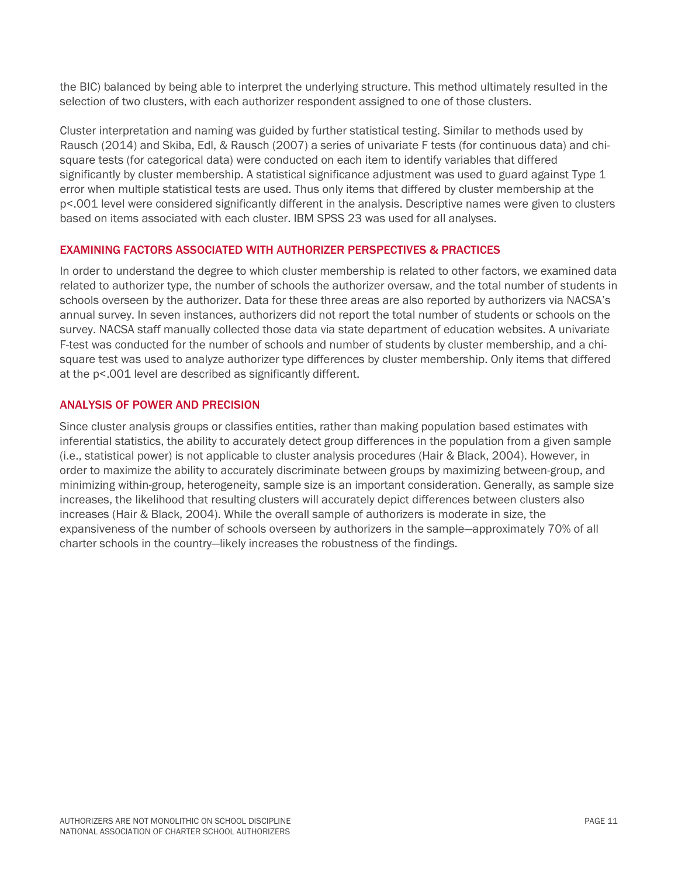the BIC) balanced by being able to interpret the underlying structure. This method ultimately resulted in the selection of two clusters, with each authorizer respondent assigned to one of those clusters.

Cluster interpretation and naming was guided by further statistical testing. Similar to methods used by Rausch (2014) and Skiba, Edl, & Rausch (2007) a series of univariate F tests (for continuous data) and chi-square tests (for categorical data) were conducted on each item to identify variables that differed significantly by cluster membership. A statistical significance adjustment was used to guard against Type 1 error when multiple statistical tests are used. Thus only items that differed by cluster membership at the $p<.001$ level were considered significantly different in the analysis. Descriptive names were given to clusters based on items associated with each cluster. IBM SPSS 23 was used for all analyses.

## EXAMINING FACTORS ASSOCIATED WITH AUTHORIZER PERSPECTIVES & PRACTICES

In order to understand the degree to which cluster membership is related to other factors, we examined data related to authorizer type, the number of schools the authorizer oversaw, and the total number of students in schools overseen by the authorizer. Data for these three areas are also reported by authorizers via NACSA's annual survey. In seven instances, authorizers did not report the total number of students or schools on the survey. NACSA staff manually collected those data via state department of education websites. A univariate F-test was conducted for the number of schools and number of students by cluster membership, and a chi-square test was used to analyze authorizer type differences by cluster membership. Only items that differed at the $p<.001$ level are described as significantly different.

## ANALYSIS OF POWER AND PRECISION

Since cluster analysis groups or classifies entities, rather than making population based estimates with inferential statistics, the ability to accurately detect group differences in the population from a given sample (i.e., statistical power) is not applicable to cluster analysis procedures (Hair & Black, 2004). However, in order to maximize the ability to accurately discriminate between groups by maximizing between-group, and minimizing within-group, heterogeneity, sample size is an important consideration. Generally, as sample size increases, the likelihood that resulting clusters will accurately depict differences between clusters also increases (Hair & Black, 2004). While the overall sample of authorizers is moderate in size, the expansiveness of the number of schools overseen by authorizers in the sample—approximately 70% of all charter schools in the country—likely increases the robustness of the findings.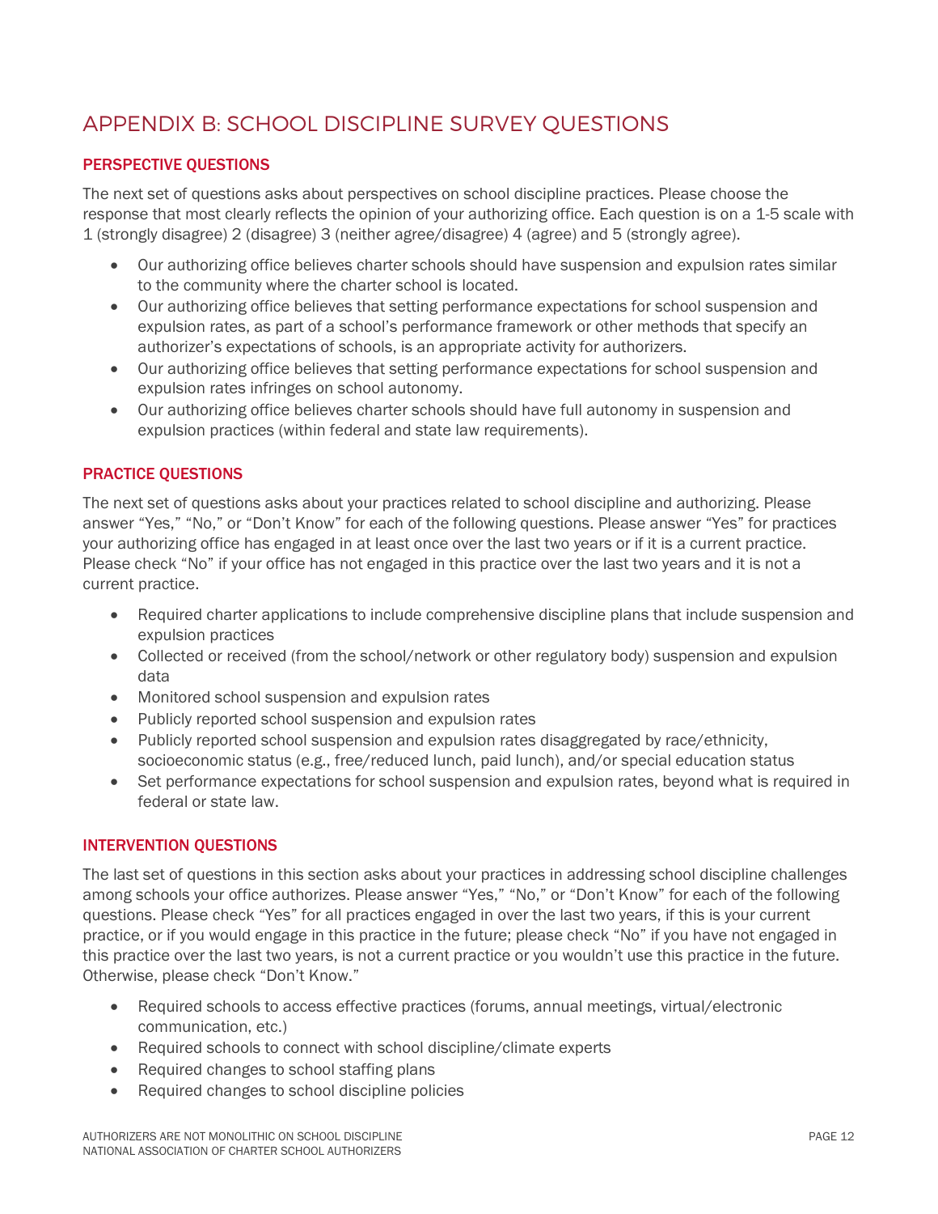# APPENDIX B: SCHOOL DISCIPLINE SURVEY QUESTIONS

## PERSPECTIVE QUESTIONS

The next set of questions asks about perspectives on school discipline practices. Please choose the response that most clearly reflects the opinion of your authorizing office. Each question is on a 1-5 scale with 1 (strongly disagree) 2 (disagree) 3 (neither agree/disagree) 4 (agree) and 5 (strongly agree).

- Our authorizing office believes charter schools should have suspension and expulsion rates similar to the community where the charter school is located.
- Our authorizing office believes that setting performance expectations for school suspension and expulsion rates, as part of a school's performance framework or other methods that specify an authorizer's expectations of schools, is an appropriate activity for authorizers.
- Our authorizing office believes that setting performance expectations for school suspension and expulsion rates infringes on school autonomy.
- Our authorizing office believes charter schools should have full autonomy in suspension and expulsion practices (within federal and state law requirements).

## PRACTICE QUESTIONS

The next set of questions asks about your practices related to school discipline and authorizing. Please answer "Yes," "No," or "Don't Know" for each of the following questions. Please answer "Yes" for practices your authorizing office has engaged in at least once over the last two years or if it is a current practice. Please check "No" if your office has not engaged in this practice over the last two years and it is not a current practice.

- Required charter applications to include comprehensive discipline plans that include suspension and expulsion practices
- Collected or received (from the school/network or other regulatory body) suspension and expulsion data
- Monitored school suspension and expulsion rates
- Publicly reported school suspension and expulsion rates
- Publicly reported school suspension and expulsion rates disaggregated by race/ethnicity, socioeconomic status (e.g., free/reduced lunch, paid lunch), and/or special education status
- Set performance expectations for school suspension and expulsion rates, beyond what is required in federal or state law.

## INTERVENTION QUESTIONS

The last set of questions in this section asks about your practices in addressing school discipline challenges among schools your office authorizes. Please answer "Yes," "No," or "Don't Know" for each of the following questions. Please check "Yes" for all practices engaged in over the last two years, if this is your current practice, or if you would engage in this practice in the future; please check "No" if you have not engaged in this practice over the last two years, is not a current practice or you wouldn't use this practice in the future. Otherwise, please check "Don't Know."

- Required schools to access effective practices (forums, annual meetings, virtual/electronic communication, etc.)
- Required schools to connect with school discipline/climate experts
- Required changes to school staffing plans
- Required changes to school discipline policies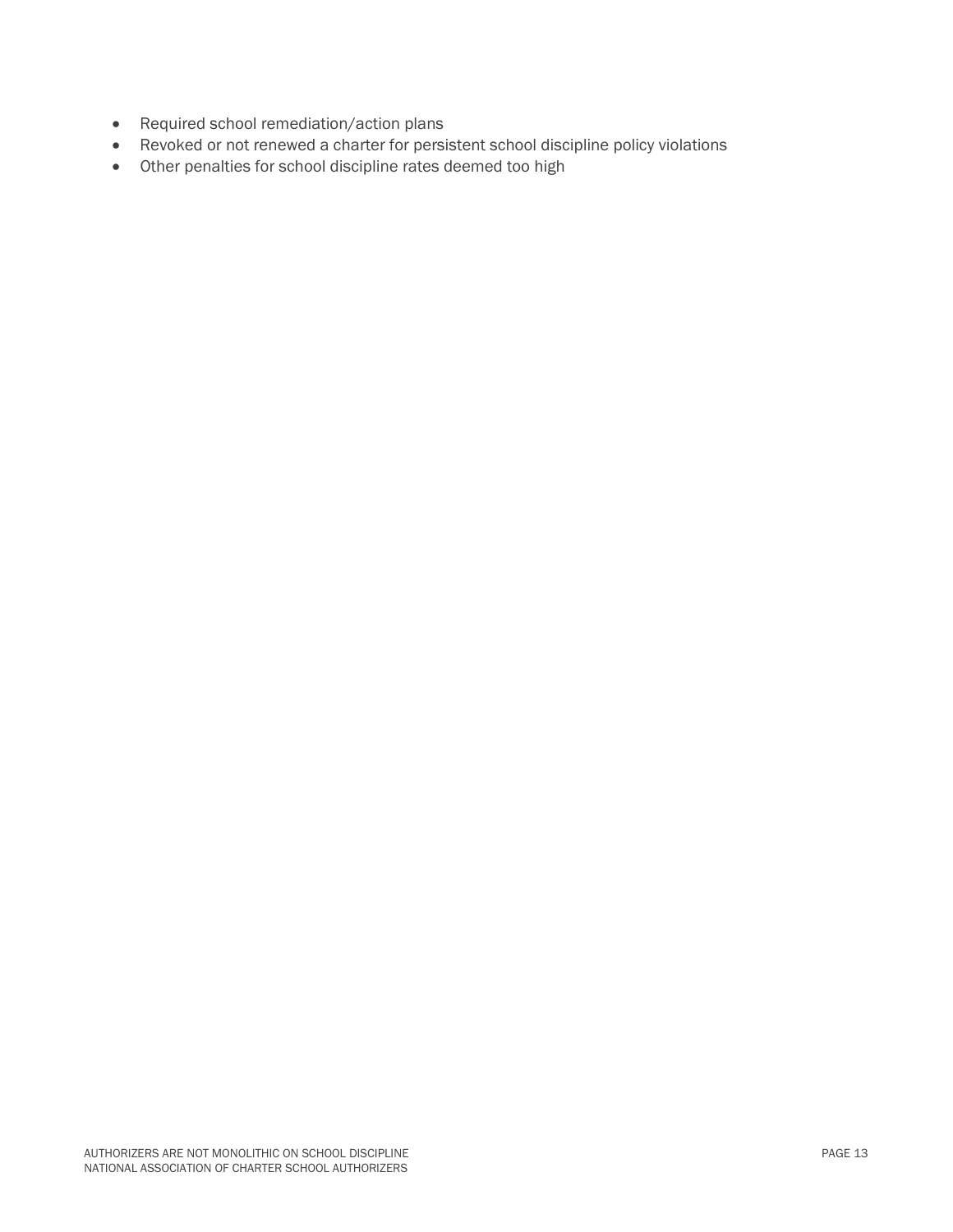- Required school remediation/action plans
- Revoked or not renewed a charter for persistent school discipline policy violations
- Other penalties for school discipline rates deemed too high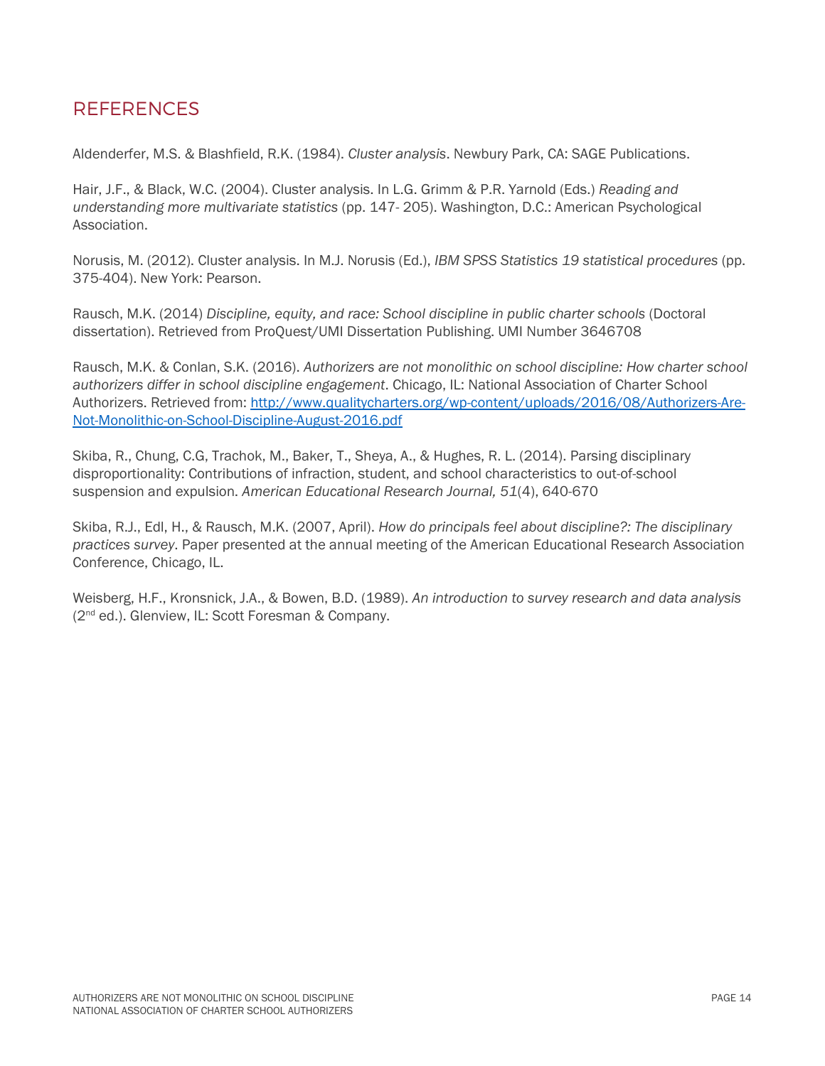## REFERENCES

Aldenderfer, M.S. & Blashfield, R.K. (1984). *Cluster analysis*. Newbury Park, CA: SAGE Publications.

Hair, J.F., & Black, W.C. (2004). Cluster analysis. In L.G. Grimm & P.R. Yarnold (Eds.) *Reading and understanding more multivariate statistics* (pp. 147- 205). Washington, D.C.: American Psychological Association.

Norusis, M. (2012). Cluster analysis. In M.J. Norusis (Ed.), *IBM SPSS Statistics 19 statistical procedures* (pp. 375-404). New York: Pearson.

Rausch, M.K. (2014) *Discipline, equity, and race: School discipline in public charter schools* (Doctoral dissertation). Retrieved from ProQuest/UMI Dissertation Publishing. UMI Number 3646708

Rausch, M.K. & Conlan, S.K. (2016). *Authorizers are not monolithic on school discipline: How charter school authorizers differ in school discipline engagement*. Chicago, IL: National Association of Charter School Authorizers. Retrieved from: [http://www.qualitycharters.org/wp-content/uploads/2016/08/Authorizers-Are-Not-Monolithic-on-School-Discipline-August-2016.pdf](http://www.qualitycharters.org/wp-content/uploads/2016/08/Authorizers-Are-Not-Monolithic-on-School-Discipline-August-2016.pdf)

Skiba, R., Chung, C.G, Trachok, M., Baker, T., Sheya, A., & Hughes, R. L. (2014). Parsing disciplinary disproportionality: Contributions of infraction, student, and school characteristics to out-of-school suspension and expulsion. *American Educational Research Journal, 51*(4), 640-670

Skiba, R.J., Edl, H., & Rausch, M.K. (2007, April). *How do principals feel about discipline?: The disciplinary practices survey*. Paper presented at the annual meeting of the American Educational Research Association Conference, Chicago, IL.

Weisberg, H.F., Kronsnick, J.A., & Bowen, B.D. (1989). *An introduction to survey research and data analysis* (2nd ed.). Glenview, IL: Scott Foresman & Company.